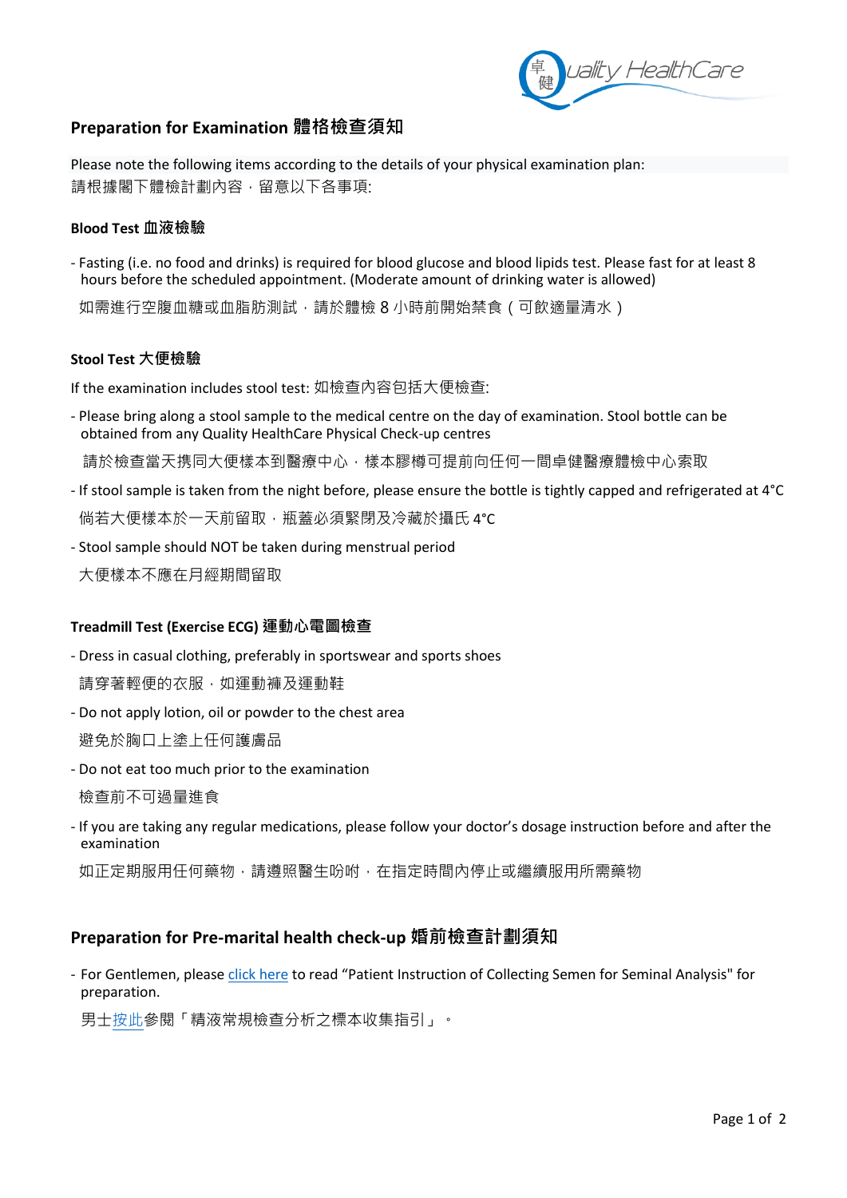## Preparation for Examination 體格檢查須知

Please note the following items according to the details of your physical examination plan:
請根據閣下體檢計劃內容，留意以下各事項:

### Blood Test 血液檢驗

- Fasting (i.e. no food and drinks) is required for blood glucose and blood lipids test. Please fast for at least 8 hours before the scheduled appointment. (Moderate amount of drinking water is allowed)

  如需進行空腹血糖或血脂肪測試，請於體檢 8 小時前開始禁食（可飲適量清水）

### Stool Test 大便檢驗

If the examination includes stool test: 如檢查內容包括大便檢查:

- Please bring along a stool sample to the medical centre on the day of examination. Stool bottle can be obtained from any Quality HealthCare Physical Check-up centres

  請於檢查當天携同大便樣本到醫療中心，樣本膠樽可提前向任何一間卓健醫療體檢中心索取

- If stool sample is taken from the night before, please ensure the bottle is tightly capped and refrigerated at 4°C

  倘若大便樣本於一天前留取，瓶蓋必須緊閉及冷藏於攝氏 4°C

- Stool sample should NOT be taken during menstrual period

  大便樣本不應在月經期間留取

### Treadmill Test (Exercise ECG) 運動心電圖檢查

- Dress in casual clothing, preferably in sportswear and sports shoes

  請穿著輕便的衣服，如運動褲及運動鞋

- Do not apply lotion, oil or powder to the chest area

  避免於胸口上塗上任何護膚品

- Do not eat too much prior to the examination

  檢查前不可過量進食

- If you are taking any regular medications, please follow your doctor's dosage instruction before and after the examination

  如正定期服用任何藥物，請遵照醫生吩咐，在指定時間內停止或繼續服用所需藥物

## Preparation for Pre-marital health check-up 婚前檢查計劃須知

- For Gentlemen, please click here to read "Patient Instruction of Collecting Semen for Seminal Analysis" for preparation.

  男士按此參閱「精液常規檢查分析之標本收集指引」。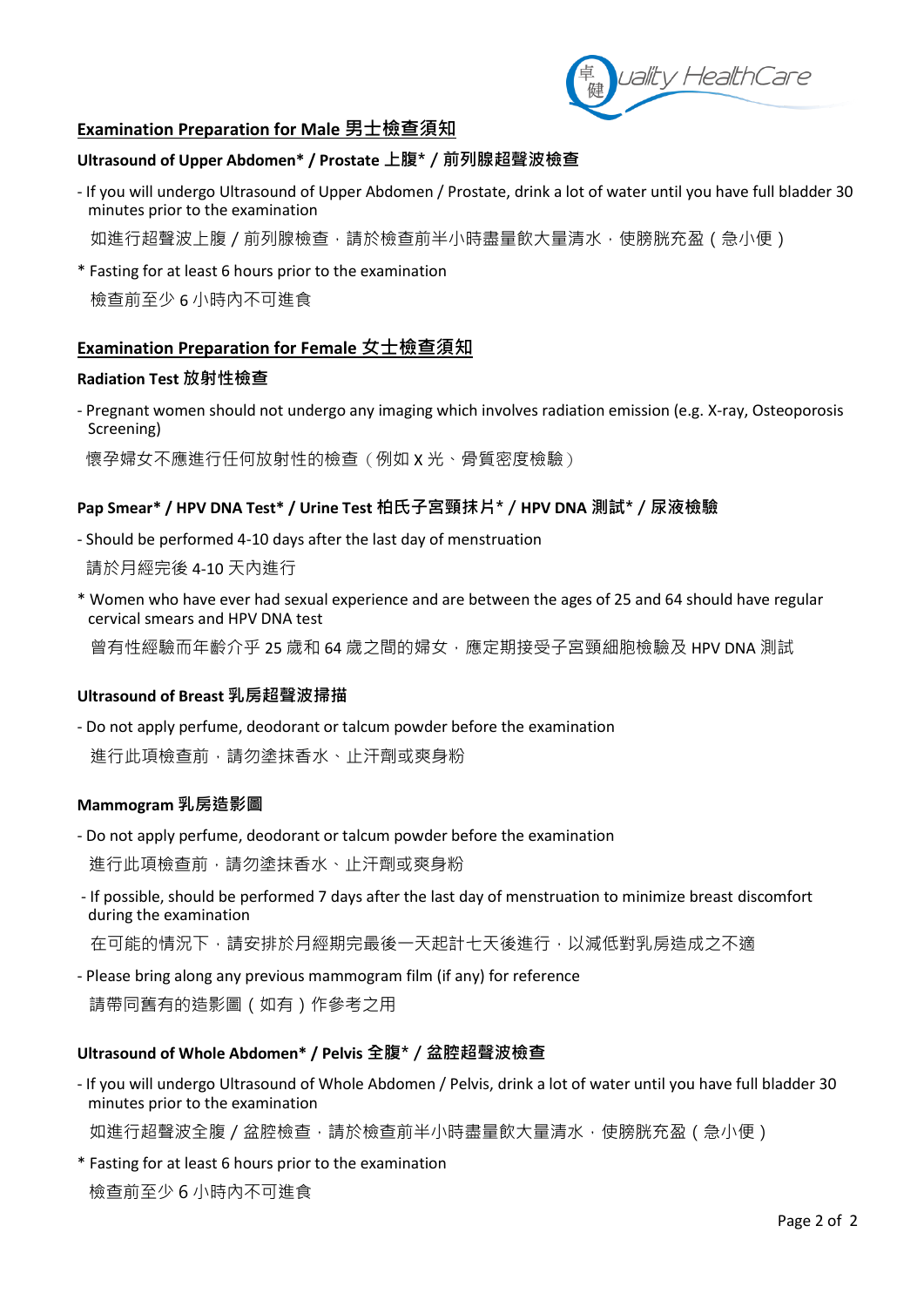## Examination Preparation for Male 男士檢查須知

### Ultrasound of Upper Abdomen* / Prostate 上腹* / 前列腺超聲波檢查

- If you will undergo Ultrasound of Upper Abdomen / Prostate, drink a lot of water until you have full bladder 30 minutes prior to the examination

  如進行超聲波上腹 / 前列腺檢查，請於檢查前半小時盡量飲大量清水，使膀胱充盈（急小便）

\* Fasting for at least 6 hours prior to the examination

  檢查前至少 6 小時內不可進食

## Examination Preparation for Female 女士檢查須知

### Radiation Test 放射性檢查

- Pregnant women should not undergo any imaging which involves radiation emission (e.g. X-ray, Osteoporosis Screening)

  懷孕婦女不應進行任何放射性的檢查（例如 X 光、骨質密度檢驗）

### Pap Smear* / HPV DNA Test* / Urine Test 柏氏子宮頸抹片* / HPV DNA 測試* / 尿液檢驗

- Should be performed 4-10 days after the last day of menstruation

  請於月經完後 4-10 天內進行

\* Women who have ever had sexual experience and are between the ages of 25 and 64 should have regular cervical smears and HPV DNA test

  曾有性經驗而年齡介乎 25 歲和 64 歲之間的婦女，應定期接受子宮頸細胞檢驗及 HPV DNA 測試

### Ultrasound of Breast 乳房超聲波掃描

- Do not apply perfume, deodorant or talcum powder before the examination

  進行此項檢查前，請勿塗抹香水、止汗劑或爽身粉

### Mammogram 乳房造影圖

- Do not apply perfume, deodorant or talcum powder before the examination

  進行此項檢查前，請勿塗抹香水、止汗劑或爽身粉

- If possible, should be performed 7 days after the last day of menstruation to minimize breast discomfort during the examination

  在可能的情況下，請安排於月經期完最後一天起計七天後進行，以減低對乳房造成之不適

- Please bring along any previous mammogram film (if any) for reference

  請帶同舊有的造影圖（如有）作參考之用

### Ultrasound of Whole Abdomen* / Pelvis 全腹* / 盆腔超聲波檢查

- If you will undergo Ultrasound of Whole Abdomen / Pelvis, drink a lot of water until you have full bladder 30 minutes prior to the examination

  如進行超聲波全腹 / 盆腔檢查，請於檢查前半小時盡量飲大量清水，使膀胱充盈（急小便）

\* Fasting for at least 6 hours prior to the examination

  檢查前至少 6 小時內不可進食